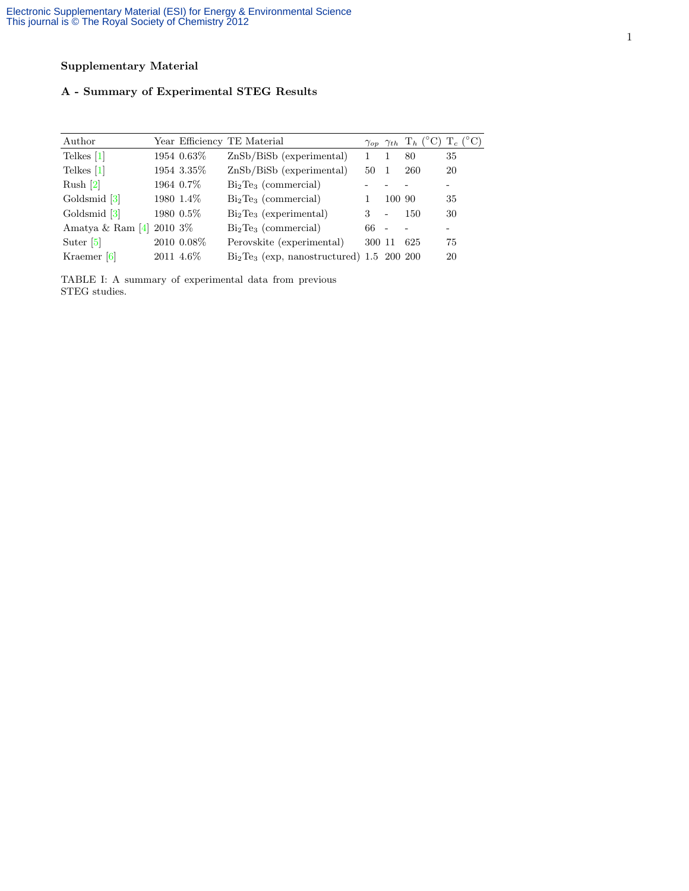## Supplementary Material

### A - Summary of Experimental STEG Results

| Author | Year | Efficiency | TE Material | $\gamma_{op}$ | $\gamma_{th}$ | $T_h$ (°C) | $T_c$ (°C) |
|---|---|---|---|---|---|---|---|
| Telkes [1] | 1954 | 0.63% | ZnSb/BiSb (experimental) | 1 | 1 | 80 | 35 |
| Telkes [1] | 1954 | 3.35% | ZnSb/BiSb (experimental) | 50 | 1 | 260 | 20 |
| Rush [2] | 1964 | 0.7% | $Bi_2Te_3$ (commercial) | - | - | - | - |
| Goldsmid [3] | 1980 | 1.4% | $Bi_2Te_3$ (commercial) | 1 | 100 | 90 | 35 |
| Goldsmid [3] | 1980 | 0.5% | $Bi_2Te_3$ (experimental) | 3 | - | 150 | 30 |
| Amatya & Ram [4] | 2010 | 3% | $Bi_2Te_3$ (commercial) | 66 | - | - | - |
| Suter [5] | 2010 | 0.08% | Perovskite (experimental) | 300 | 11 | 625 | 75 |
| Kraemer [6] | 2011 | 4.6% | $Bi_2Te_3$ (exp, nanostructured) | 1.5 | 200 | 200 | 20 |

TABLE I: A summary of experimental data from previous STEG studies.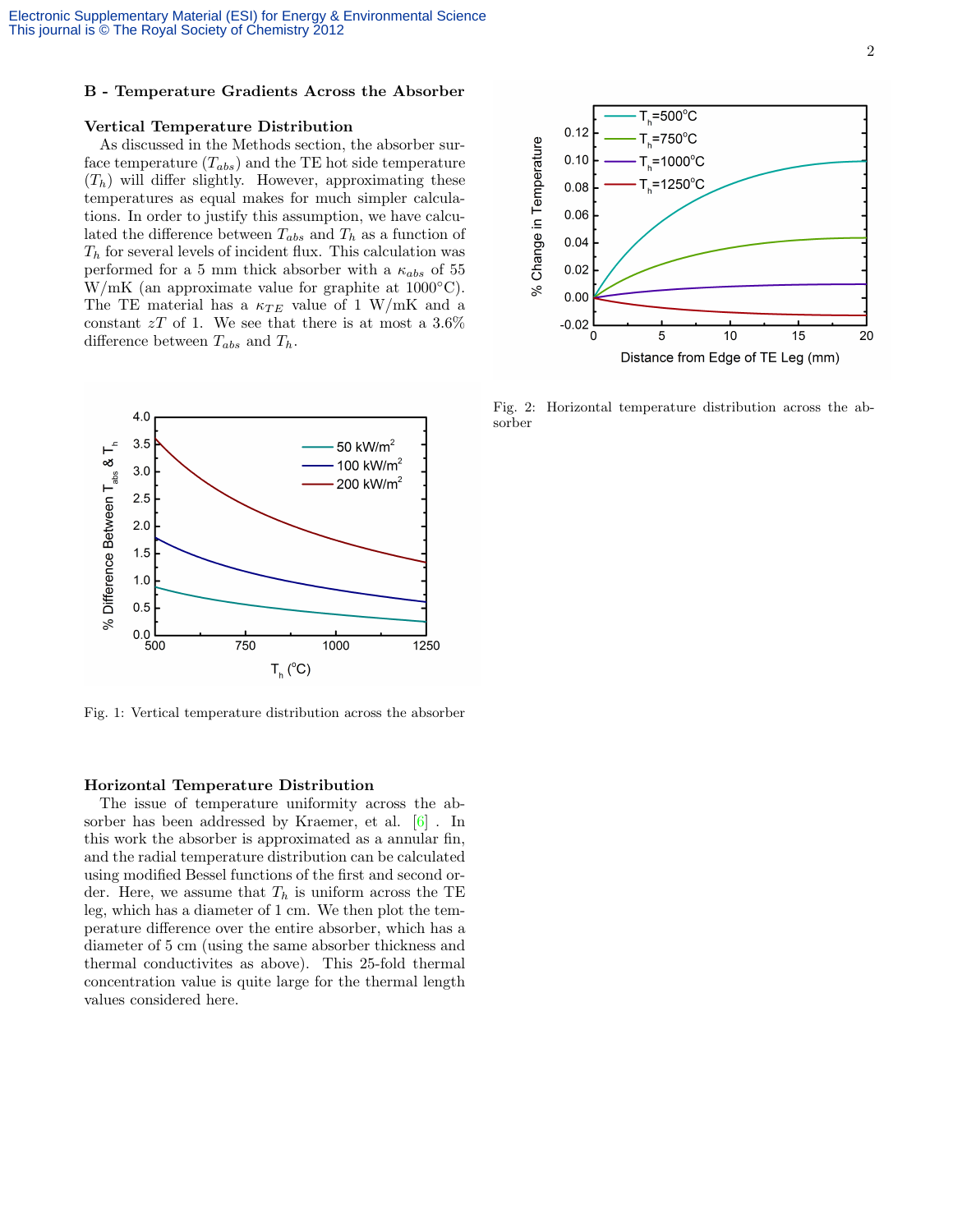## B - Temperature Gradients Across the Absorber

### Vertical Temperature Distribution

As discussed in the Methods section, the absorber surface temperature ($T_{abs}$) and the TE hot side temperature ($T_h$) will differ slightly. However, approximating these temperatures as equal makes for much simpler calculations. In order to justify this assumption, we have calculated the difference between $T_{abs}$ and $T_h$ as a function of $T_h$ for several levels of incident flux. This calculation was performed for a 5 mm thick absorber with a $\kappa_{abs}$ of 55 W/mK (an approximate value for graphite at 1000°C). The TE material has a $\kappa_{TE}$ value of 1 W/mK and a constant $zT$ of 1. We see that there is at most a 3.6% difference between $T_{abs}$ and $T_h$.

Fig. 1: Vertical temperature distribution across the absorber

Fig. 2: Horizontal temperature distribution across the absorber

### Horizontal Temperature Distribution

The issue of temperature uniformity across the absorber has been addressed by Kraemer, et al. [6] . In this work the absorber is approximated as a annular fin, and the radial temperature distribution can be calculated using modified Bessel functions of the first and second order. Here, we assume that $T_h$ is uniform across the TE leg, which has a diameter of 1 cm. We then plot the temperature difference over the entire absorber, which has a diameter of 5 cm (using the same absorber thickness and thermal conductivites as above). This 25-fold thermal concentration value is quite large for the thermal length values considered here.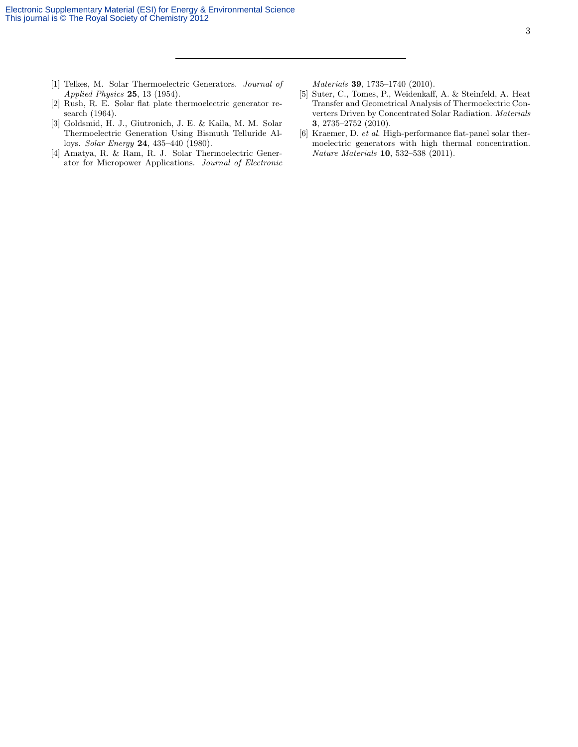[1] Telkes, M. Solar Thermoelectric Generators. *Journal of Applied Physics* **25**, 13 (1954).

[2] Rush, R. E. Solar flat plate thermoelectric generator research (1964).

[3] Goldsmid, H. J., Giutronich, J. E. & Kaila, M. M. Solar Thermoelectric Generation Using Bismuth Telluride Alloys. *Solar Energy* **24**, 435–440 (1980).

[4] Amatya, R. & Ram, R. J. Solar Thermoelectric Generator for Micropower Applications. *Journal of Electronic Materials* **39**, 1735–1740 (2010).

[5] Suter, C., Tomes, P., Weidenkaff, A. & Steinfeld, A. Heat Transfer and Geometrical Analysis of Thermoelectric Converters Driven by Concentrated Solar Radiation. *Materials* **3**, 2735–2752 (2010).

[6] Kraemer, D. *et al*. High-performance flat-panel solar thermoelectric generators with high thermal concentration. *Nature Materials* **10**, 532–538 (2011).